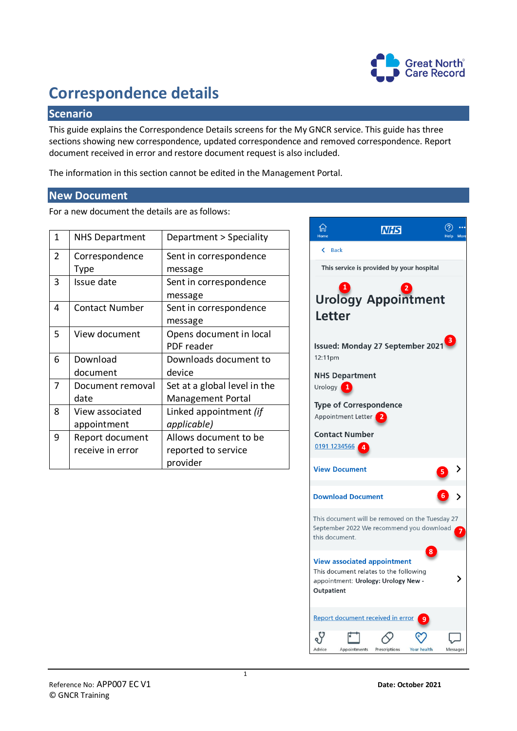# Correspondence details

## Scenario

This guide explains the Correspondence Details screens for the My GNCR service. This guide has three sections showing new correspondence, updated correspondence and removed correspondence. Report document received in error and restore document request is also included.

The information in this section cannot be edited in the Management Portal.

## New Document

For a new document the details are as follows:

| | | |
|---|---|---|
| 1 | NHS Department | Department > Speciality |
| 2 | Correspondence Type | Sent in correspondence message |
| 3 | Issue date | Sent in correspondence message |
| 4 | Contact Number | Sent in correspondence message |
| 5 | View document | Opens document in local PDF reader |
| 6 | Download document | Downloads document to device |
| 7 | Document removal date | Set at a global level in the Management Portal |
| 8 | View associated appointment | Linked appointment *(if applicable)* |
| 9 | Report document receive in error | Allows document to be reported to service provider |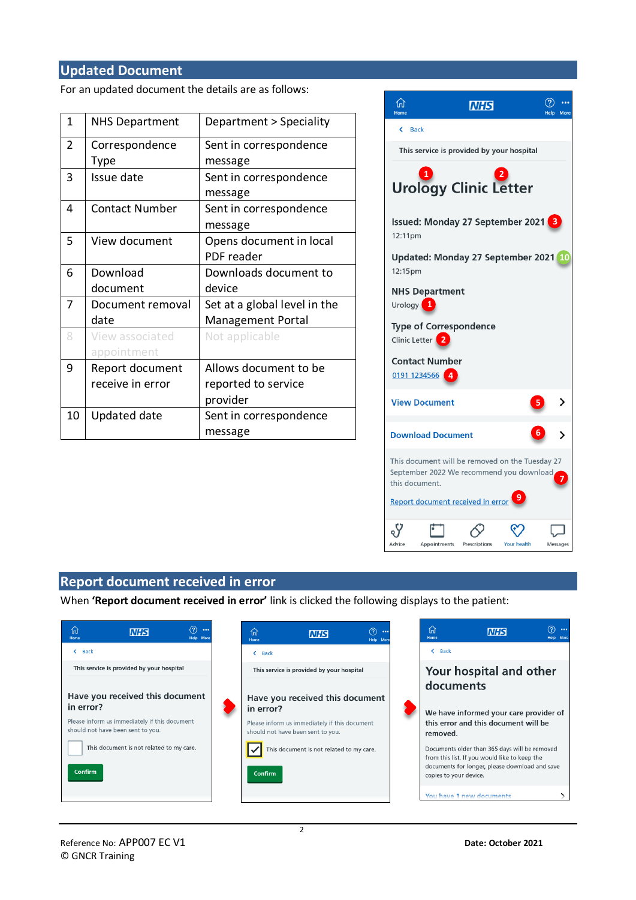## Updated Document

For an updated document the details are as follows:

| | | |
|---|---|---|
| 1 | NHS Department | Department > Speciality |
| 2 | Correspondence Type | Sent in correspondence message |
| 3 | Issue date | Sent in correspondence message |
| 4 | Contact Number | Sent in correspondence message |
| 5 | View document | Opens document in local PDF reader |
| 6 | Download document | Downloads document to device |
| 7 | Document removal date | Set at a global level in the Management Portal |
| 8 | View associated appointment | Not applicable |
| 9 | Report document receive in error | Allows document to be reported to service provider |
| 10 | Updated date | Sent in correspondence message |

## Report document received in error

When **'Report document received in error'** link is clicked the following displays to the patient:

Reference No: APP007 EC V1
© GNCR Training

**Date: October 2021**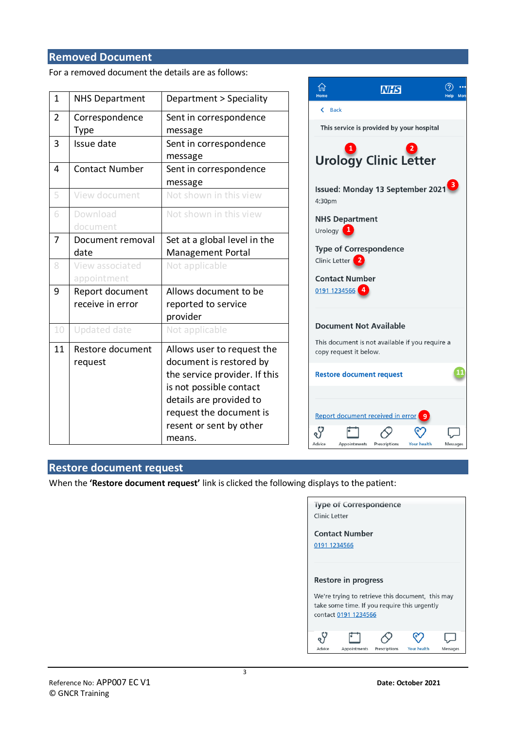## Removed Document

For a removed document the details are as follows:

| | | |
|---|---|---|
| 1 | NHS Department | Department > Speciality |
| 2 | Correspondence Type | Sent in correspondence message |
| 3 | Issue date | Sent in correspondence message |
| 4 | Contact Number | Sent in correspondence message |
| 5 | View document | Not shown in this view |
| 6 | Download document | Not shown in this view |
| 7 | Document removal date | Set at a global level in the Management Portal |
| 8 | View associated appointment | Not applicable |
| 9 | Report document receive in error | Allows document to be reported to service provider |
| 10 | Updated date | Not applicable |
| 11 | Restore document request | Allows user to request the document is restored by the service provider. If this is not possible contact details are provided to request the document is resent or sent by other means. |

Home NHS Help More

Back

This service is provided by your hospital

Urology Clinic Letter

Issued: Monday 13 September 2021
4:30pm

NHS Department
Urology

Type of Correspondence
Clinic Letter

Contact Number
0191 1234566

Document Not Available

This document is not available if you require a copy request it below.

Restore document request

Report document received in error

Advice Appointments Prescriptions Your health Messages

## Restore document request

When the **'Restore document request'** link is clicked the following displays to the patient:

Type of Correspondence
Clinic Letter

Contact Number
0191 1234566

Restore in progress

We're trying to retrieve this document, this may take some time. If you require this urgently contact 0191 1234566

Advice Appointments Prescriptions Your health Messages

Reference No: APP007 EC V1
© GNCR Training

Date: October 2021